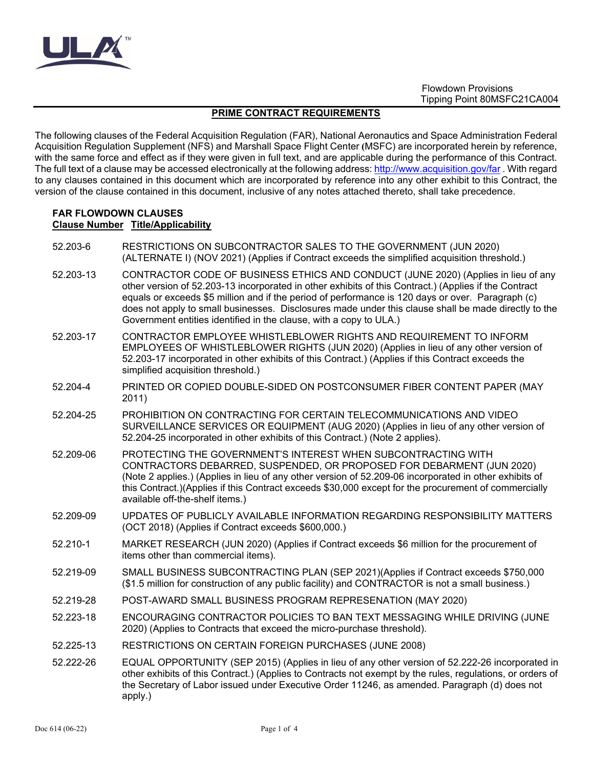Flowdown Provisions
Tipping Point 80MSFC21CA004

## PRIME CONTRACT REQUIREMENTS

The following clauses of the Federal Acquisition Regulation (FAR), National Aeronautics and Space Administration Federal Acquisition Regulation Supplement (NFS) and Marshall Space Flight Center (MSFC) are incorporated herein by reference, with the same force and effect as if they were given in full text, and are applicable during the performance of this Contract. The full text of a clause may be accessed electronically at the following address: http://www.acquisition.gov/far . With regard to any clauses contained in this document which are incorporated by reference into any other exhibit to this Contract, the version of the clause contained in this document, inclusive of any notes attached thereto, shall take precedence.

### FAR FLOWDOWN CLAUSES

| Clause Number | Title/Applicability |
|---|---|
| 52.203-6 | RESTRICTIONS ON SUBCONTRACTOR SALES TO THE GOVERNMENT (JUN 2020) (ALTERNATE I) (NOV 2021) (Applies if Contract exceeds the simplified acquisition threshold.) |
| 52.203-13 | CONTRACTOR CODE OF BUSINESS ETHICS AND CONDUCT (JUNE 2020) (Applies in lieu of any other version of 52.203-13 incorporated in other exhibits of this Contract.) (Applies if the Contract equals or exceeds $5 million and if the period of performance is 120 days or over. Paragraph (c) does not apply to small businesses. Disclosures made under this clause shall be made directly to the Government entities identified in the clause, with a copy to ULA.) |
| 52.203-17 | CONTRACTOR EMPLOYEE WHISTLEBLOWER RIGHTS AND REQUIREMENT TO INFORM EMPLOYEES OF WHISTLEBLOWER RIGHTS (JUN 2020) (Applies in lieu of any other version of 52.203-17 incorporated in other exhibits of this Contract.) (Applies if this Contract exceeds the simplified acquisition threshold.) |
| 52.204-4 | PRINTED OR COPIED DOUBLE-SIDED ON POSTCONSUMER FIBER CONTENT PAPER (MAY 2011) |
| 52.204-25 | PROHIBITION ON CONTRACTING FOR CERTAIN TELECOMMUNICATIONS AND VIDEO SURVEILLANCE SERVICES OR EQUIPMENT (AUG 2020) (Applies in lieu of any other version of 52.204-25 incorporated in other exhibits of this Contract.) (Note 2 applies). |
| 52.209-06 | PROTECTING THE GOVERNMENT'S INTEREST WHEN SUBCONTRACTING WITH CONTRACTORS DEBARRED, SUSPENDED, OR PROPOSED FOR DEBARMENT (JUN 2020) (Note 2 applies.) (Applies in lieu of any other version of 52.209-06 incorporated in other exhibits of this Contract.)(Applies if this Contract exceeds $30,000 except for the procurement of commercially available off-the-shelf items.) |
| 52.209-09 | UPDATES OF PUBLICLY AVAILABLE INFORMATION REGARDING RESPONSIBILITY MATTERS (OCT 2018) (Applies if Contract exceeds $600,000.) |
| 52.210-1 | MARKET RESEARCH (JUN 2020) (Applies if Contract exceeds $6 million for the procurement of items other than commercial items). |
| 52.219-09 | SMALL BUSINESS SUBCONTRACTING PLAN (SEP 2021)(Applies if Contract exceeds $750,000 ($1.5 million for construction of any public facility) and CONTRACTOR is not a small business.) |
| 52.219-28 | POST-AWARD SMALL BUSINESS PROGRAM REPRESENATION (MAY 2020) |
| 52.223-18 | ENCOURAGING CONTRACTOR POLICIES TO BAN TEXT MESSAGING WHILE DRIVING (JUNE 2020) (Applies to Contracts that exceed the micro-purchase threshold). |
| 52.225-13 | RESTRICTIONS ON CERTAIN FOREIGN PURCHASES (JUNE 2008) |
| 52.222-26 | EQUAL OPPORTUNITY (SEP 2015) (Applies in lieu of any other version of 52.222-26 incorporated in other exhibits of this Contract.) (Applies to Contracts not exempt by the rules, regulations, or orders of the Secretary of Labor issued under Executive Order 11246, as amended. Paragraph (d) does not apply.) |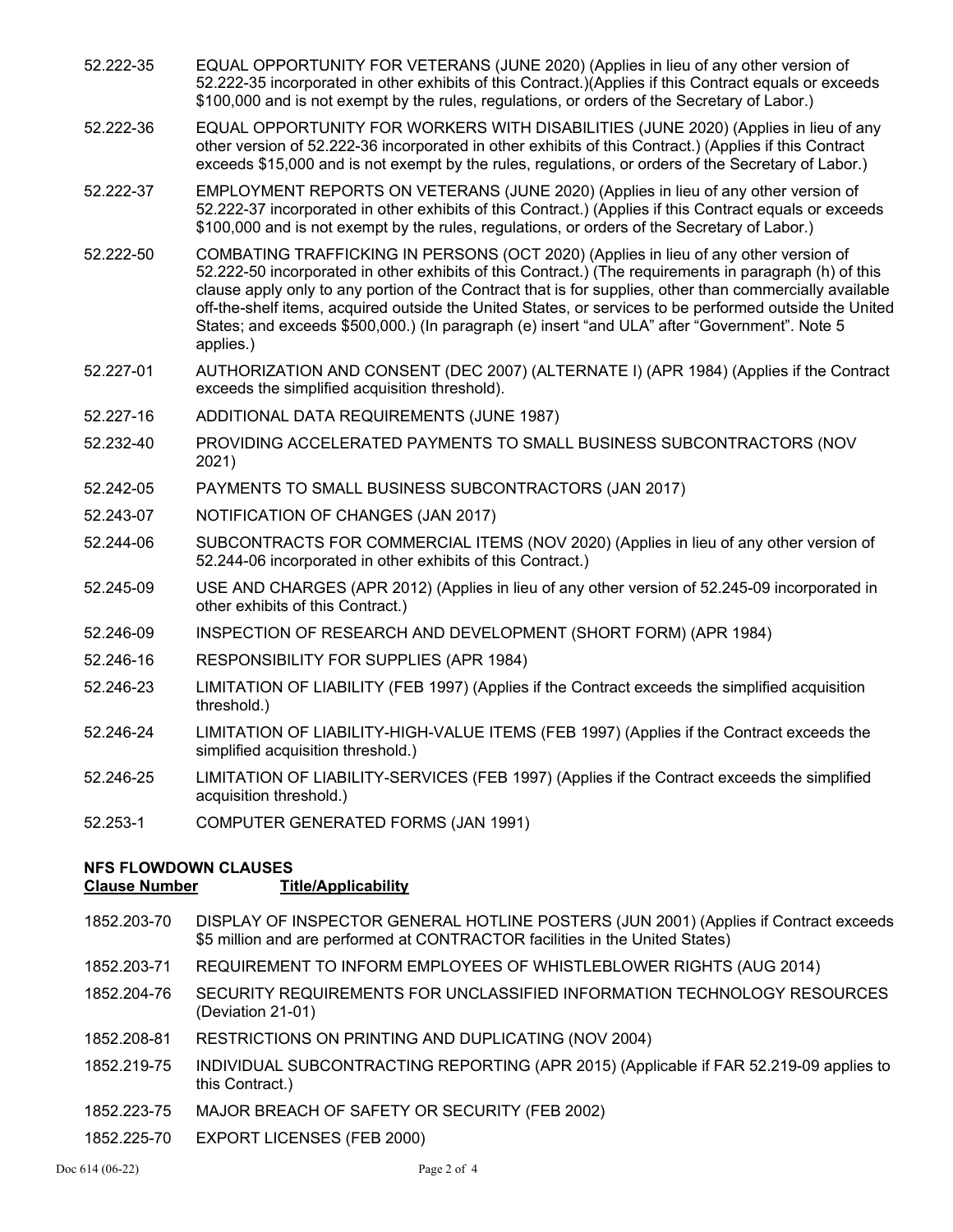| | |
|---|---|
| 52.222-35 | EQUAL OPPORTUNITY FOR VETERANS (JUNE 2020) (Applies in lieu of any other version of 52.222-35 incorporated in other exhibits of this Contract.)(Applies if this Contract equals or exceeds $100,000 and is not exempt by the rules, regulations, or orders of the Secretary of Labor.) |
| 52.222-36 | EQUAL OPPORTUNITY FOR WORKERS WITH DISABILITIES (JUNE 2020) (Applies in lieu of any other version of 52.222-36 incorporated in other exhibits of this Contract.) (Applies if this Contract exceeds $15,000 and is not exempt by the rules, regulations, or orders of the Secretary of Labor.) |
| 52.222-37 | EMPLOYMENT REPORTS ON VETERANS (JUNE 2020) (Applies in lieu of any other version of 52.222-37 incorporated in other exhibits of this Contract.) (Applies if this Contract equals or exceeds $100,000 and is not exempt by the rules, regulations, or orders of the Secretary of Labor.) |
| 52.222-50 | COMBATING TRAFFICKING IN PERSONS (OCT 2020) (Applies in lieu of any other version of 52.222-50 incorporated in other exhibits of this Contract.) (The requirements in paragraph (h) of this clause apply only to any portion of the Contract that is for supplies, other than commercially available off-the-shelf items, acquired outside the United States, or services to be performed outside the United States; and exceeds $500,000.) (In paragraph (e) insert "and ULA" after "Government". Note 5 applies.) |
| 52.227-01 | AUTHORIZATION AND CONSENT (DEC 2007) (ALTERNATE I) (APR 1984) (Applies if the Contract exceeds the simplified acquisition threshold). |
| 52.227-16 | ADDITIONAL DATA REQUIREMENTS (JUNE 1987) |
| 52.232-40 | PROVIDING ACCELERATED PAYMENTS TO SMALL BUSINESS SUBCONTRACTORS (NOV 2021) |
| 52.242-05 | PAYMENTS TO SMALL BUSINESS SUBCONTRACTORS (JAN 2017) |
| 52.243-07 | NOTIFICATION OF CHANGES (JAN 2017) |
| 52.244-06 | SUBCONTRACTS FOR COMMERCIAL ITEMS (NOV 2020) (Applies in lieu of any other version of 52.244-06 incorporated in other exhibits of this Contract.) |
| 52.245-09 | USE AND CHARGES (APR 2012) (Applies in lieu of any other version of 52.245-09 incorporated in other exhibits of this Contract.) |
| 52.246-09 | INSPECTION OF RESEARCH AND DEVELOPMENT (SHORT FORM) (APR 1984) |
| 52.246-16 | RESPONSIBILITY FOR SUPPLIES (APR 1984) |
| 52.246-23 | LIMITATION OF LIABILITY (FEB 1997) (Applies if the Contract exceeds the simplified acquisition threshold.) |
| 52.246-24 | LIMITATION OF LIABILITY-HIGH-VALUE ITEMS (FEB 1997) (Applies if the Contract exceeds the simplified acquisition threshold.) |
| 52.246-25 | LIMITATION OF LIABILITY-SERVICES (FEB 1997) (Applies if the Contract exceeds the simplified acquisition threshold.) |
| 52.253-1 | COMPUTER GENERATED FORMS (JAN 1991) |

**NFS FLOWDOWN CLAUSES**

| Clause Number | Title/Applicability |
|---|---|
| 1852.203-70 | DISPLAY OF INSPECTOR GENERAL HOTLINE POSTERS (JUN 2001) (Applies if Contract exceeds $5 million and are performed at CONTRACTOR facilities in the United States) |
| 1852.203-71 | REQUIREMENT TO INFORM EMPLOYEES OF WHISTLEBLOWER RIGHTS (AUG 2014) |
| 1852.204-76 | SECURITY REQUIREMENTS FOR UNCLASSIFIED INFORMATION TECHNOLOGY RESOURCES (Deviation 21-01) |
| 1852.208-81 | RESTRICTIONS ON PRINTING AND DUPLICATING (NOV 2004) |
| 1852.219-75 | INDIVIDUAL SUBCONTRACTING REPORTING (APR 2015) (Applicable if FAR 52.219-09 applies to this Contract.) |
| 1852.223-75 | MAJOR BREACH OF SAFETY OR SECURITY (FEB 2002) |
| 1852.225-70 | EXPORT LICENSES (FEB 2000) |

Doc 614 (06-22)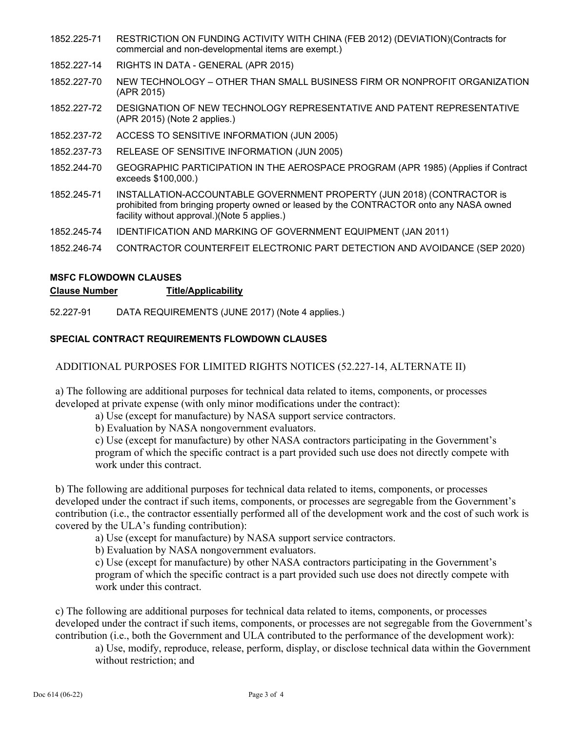1852.225-71 RESTRICTION ON FUNDING ACTIVITY WITH CHINA (FEB 2012) (DEVIATION)(Contracts for commercial and non-developmental items are exempt.)

1852.227-14 RIGHTS IN DATA - GENERAL (APR 2015)

1852.227-70 NEW TECHNOLOGY – OTHER THAN SMALL BUSINESS FIRM OR NONPROFIT ORGANIZATION (APR 2015)

1852.227-72 DESIGNATION OF NEW TECHNOLOGY REPRESENTATIVE AND PATENT REPRESENTATIVE (APR 2015) (Note 2 applies.)

1852.237-72 ACCESS TO SENSITIVE INFORMATION (JUN 2005)

1852.237-73 RELEASE OF SENSITIVE INFORMATION (JUN 2005)

1852.244-70 GEOGRAPHIC PARTICIPATION IN THE AEROSPACE PROGRAM (APR 1985) (Applies if Contract exceeds $100,000.)

1852.245-71 INSTALLATION-ACCOUNTABLE GOVERNMENT PROPERTY (JUN 2018) (CONTRACTOR is prohibited from bringing property owned or leased by the CONTRACTOR onto any NASA owned facility without approval.)(Note 5 applies.)

1852.245-74 IDENTIFICATION AND MARKING OF GOVERNMENT EQUIPMENT (JAN 2011)

1852.246-74 CONTRACTOR COUNTERFEIT ELECTRONIC PART DETECTION AND AVOIDANCE (SEP 2020)

**MSFC FLOWDOWN CLAUSES**

**Clause Number** **Title/Applicability**

52.227-91 DATA REQUIREMENTS (JUNE 2017) (Note 4 applies.)

**SPECIAL CONTRACT REQUIREMENTS FLOWDOWN CLAUSES**

ADDITIONAL PURPOSES FOR LIMITED RIGHTS NOTICES (52.227-14, ALTERNATE II)

a) The following are additional purposes for technical data related to items, components, or processes developed at private expense (with only minor modifications under the contract):

a) Use (except for manufacture) by NASA support service contractors.

b) Evaluation by NASA nongovernment evaluators.

c) Use (except for manufacture) by other NASA contractors participating in the Government's program of which the specific contract is a part provided such use does not directly compete with work under this contract.

b) The following are additional purposes for technical data related to items, components, or processes developed under the contract if such items, components, or processes are segregable from the Government's contribution (i.e., the contractor essentially performed all of the development work and the cost of such work is covered by the ULA's funding contribution):

a) Use (except for manufacture) by NASA support service contractors.

b) Evaluation by NASA nongovernment evaluators.

c) Use (except for manufacture) by other NASA contractors participating in the Government's program of which the specific contract is a part provided such use does not directly compete with work under this contract.

c) The following are additional purposes for technical data related to items, components, or processes developed under the contract if such items, components, or processes are not segregable from the Government's contribution (i.e., both the Government and ULA contributed to the performance of the development work):

a) Use, modify, reproduce, release, perform, display, or disclose technical data within the Government without restriction; and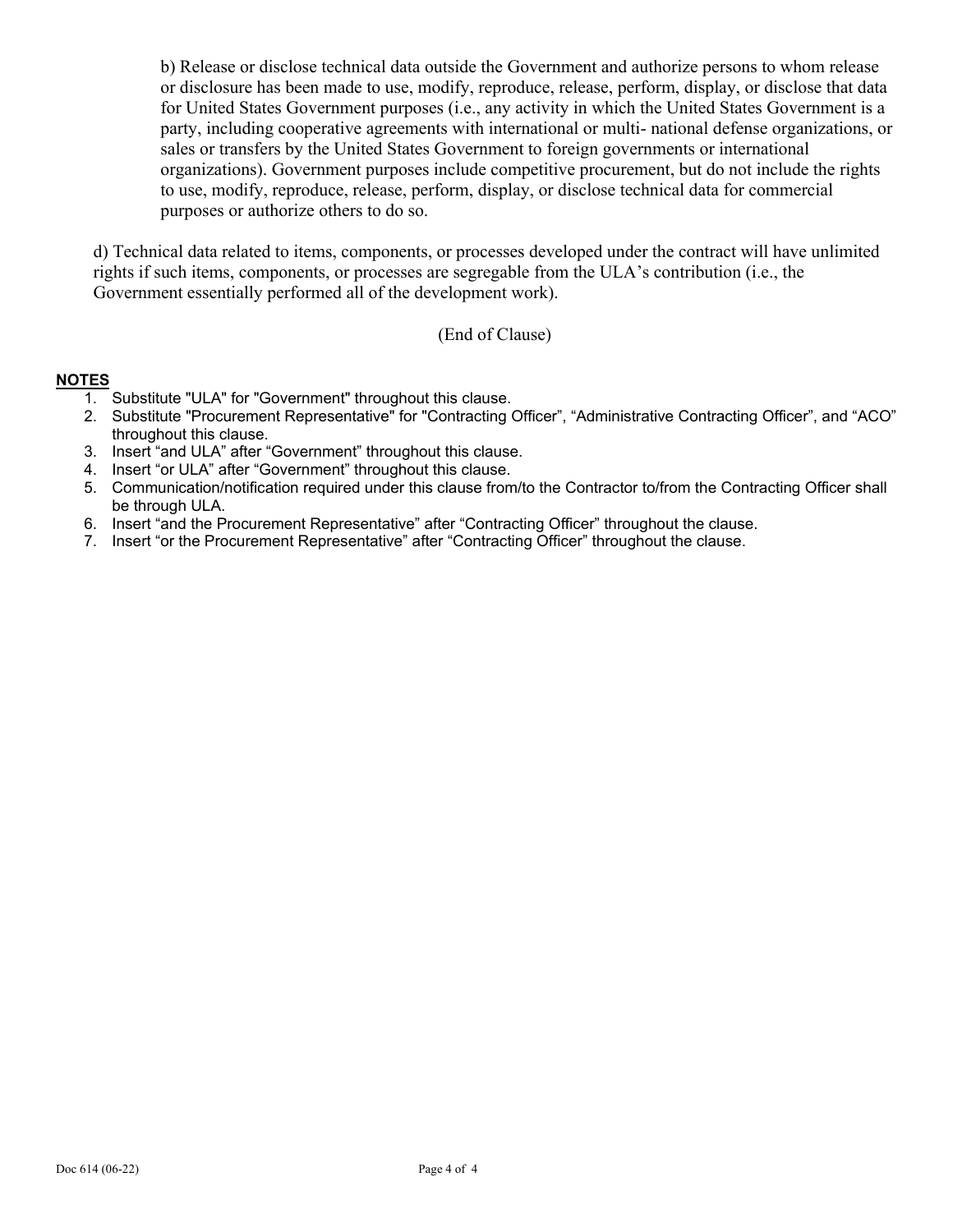b) Release or disclose technical data outside the Government and authorize persons to whom release or disclosure has been made to use, modify, reproduce, release, perform, display, or disclose that data for United States Government purposes (i.e., any activity in which the United States Government is a party, including cooperative agreements with international or multi- national defense organizations, or sales or transfers by the United States Government to foreign governments or international organizations). Government purposes include competitive procurement, but do not include the rights to use, modify, reproduce, release, perform, display, or disclose technical data for commercial purposes or authorize others to do so.

d) Technical data related to items, components, or processes developed under the contract will have unlimited rights if such items, components, or processes are segregable from the ULA's contribution (i.e., the Government essentially performed all of the development work).

(End of Clause)

**NOTES**

1. Substitute "ULA" for "Government" throughout this clause.
2. Substitute "Procurement Representative" for "Contracting Officer", "Administrative Contracting Officer", and "ACO" throughout this clause.
3. Insert "and ULA" after "Government" throughout this clause.
4. Insert "or ULA" after "Government" throughout this clause.
5. Communication/notification required under this clause from/to the Contractor to/from the Contracting Officer shall be through ULA.
6. Insert "and the Procurement Representative" after "Contracting Officer" throughout the clause.
7. Insert "or the Procurement Representative" after "Contracting Officer" throughout the clause.

Doc 614 (06-22)